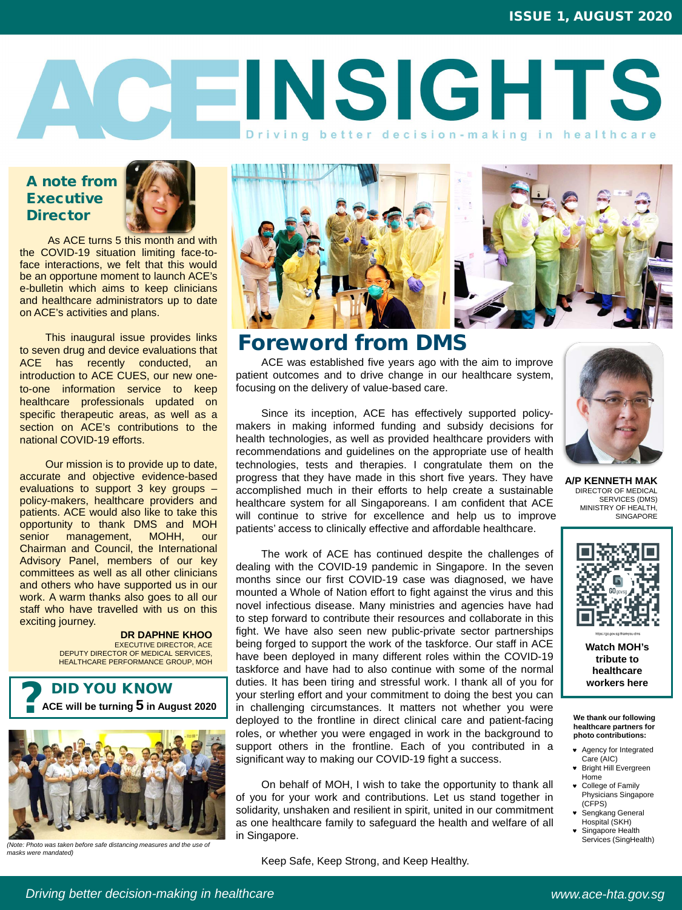# ACE INSIGHTS

Driving better decision-making in healthcare

## A note from Executive Director

As ACE turns 5 this month and with the COVID-19 situation limiting face-to-face interactions, we felt that this would be an opportune moment to launch ACE's e-bulletin which aims to keep clinicians and healthcare administrators up to date on ACE's activities and plans.

This inaugural issue provides links to seven drug and device evaluations that ACE has recently conducted, an introduction to ACE CUES, our new one-to-one information service to keep healthcare professionals updated on specific therapeutic areas, as well as a section on ACE's contributions to the national COVID-19 efforts.

Our mission is to provide up to date, accurate and objective evidence-based evaluations to support 3 key groups – policy-makers, healthcare providers and patients. ACE would also like to take this opportunity to thank DMS and MOH senior management, MOHH, our Chairman and Council, the International Advisory Panel, members of our key committees as well as all other clinicians and others who have supported us in our work. A warm thanks also goes to all our staff who have travelled with us on this exciting journey.

**DR DAPHNE KHOO**
EXECUTIVE DIRECTOR, ACE
DEPUTY DIRECTOR OF MEDICAL SERVICES, HEALTHCARE PERFORMANCE GROUP, MOH

## DID YOU KNOW

**ACE will be turning 5 in August 2020**

*(Note: Photo was taken before safe distancing measures and the use of masks were mandated)*

## Foreword from DMS

ACE was established five years ago with the aim to improve patient outcomes and to drive change in our healthcare system, focusing on the delivery of value-based care.

Since its inception, ACE has effectively supported policy-makers in making informed funding and subsidy decisions for health technologies, as well as provided healthcare providers with recommendations and guidelines on the appropriate use of health technologies, tests and therapies. I congratulate them on the progress that they have made in this short five years. They have accomplished much in their efforts to help create a sustainable healthcare system for all Singaporeans. I am confident that ACE will continue to strive for excellence and help us to improve patients' access to clinically effective and affordable healthcare.

The work of ACE has continued despite the challenges of dealing with the COVID-19 pandemic in Singapore. In the seven months since our first COVID-19 case was diagnosed, we have mounted a Whole of Nation effort to fight against the virus and this novel infectious disease. Many ministries and agencies have had to step forward to contribute their resources and collaborate in this fight. We have also seen new public-private sector partnerships being forged to support the work of the taskforce. Our staff in ACE have been deployed in many different roles within the COVID-19 taskforce and have had to also continue with some of the normal duties. It has been tiring and stressful work. I thank all of you for your sterling effort and your commitment to doing the best you can in challenging circumstances. It matters not whether you were deployed to the frontline in direct clinical care and patient-facing roles, or whether you were engaged in work in the background to support others in the frontline. Each of you contributed in a significant way to making our COVID-19 fight a success.

On behalf of MOH, I wish to take the opportunity to thank all of you for your work and contributions. Let us stand together in solidarity, unshaken and resilient in spirit, united in our commitment as one healthcare family to safeguard the health and welfare of all in Singapore.

Keep Safe, Keep Strong, and Keep Healthy.

**A/P KENNETH MAK**
DIRECTOR OF MEDICAL SERVICES (DMS)
MINISTRY OF HEALTH, SINGAPORE

https://go.gov.sg/thankyou-dms

**Watch MOH's tribute to healthcare workers here**

**We thank our following healthcare partners for photo contributions:**

- Agency for Integrated Care (AIC)
- Bright Hill Evergreen Home
- College of Family Physicians Singapore (CFPS)
- Sengkang General Hospital (SKH)
- Singapore Health Services (SingHealth)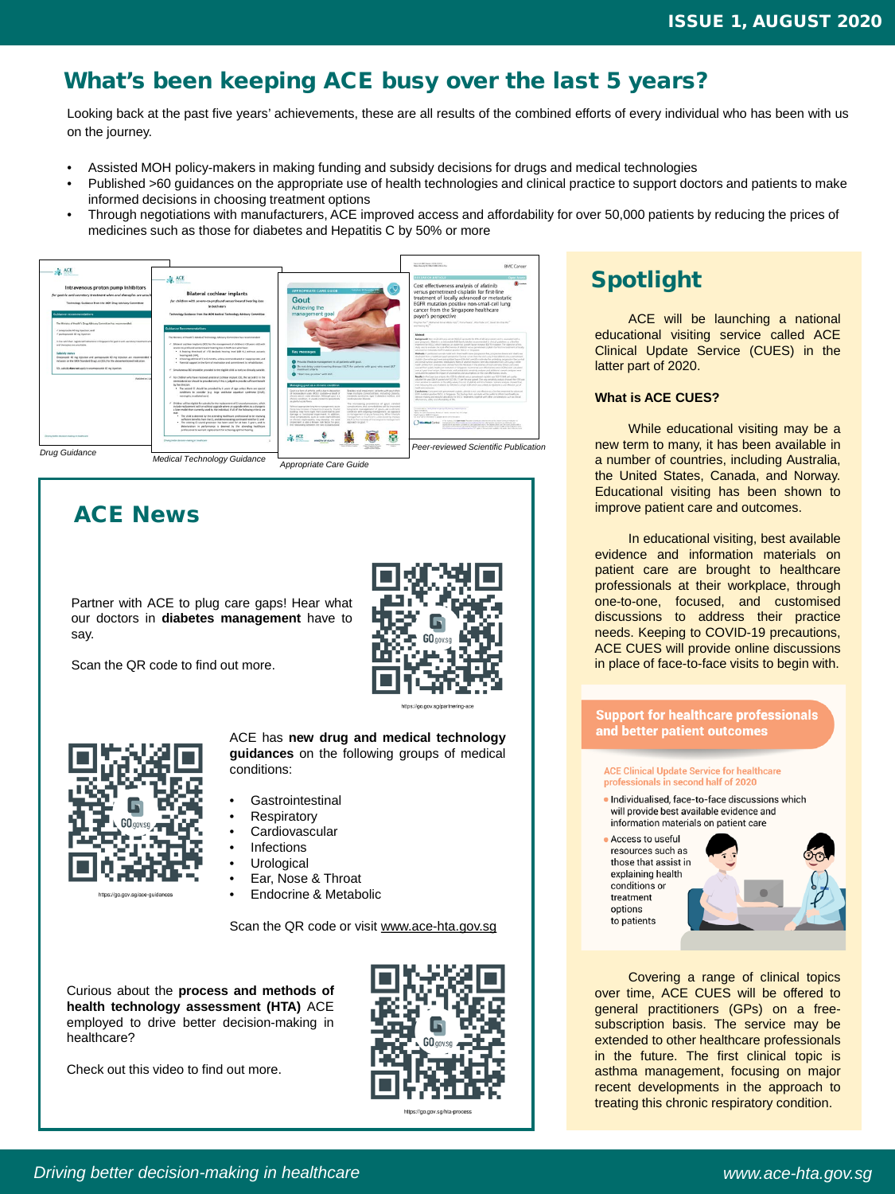## What's been keeping ACE busy over the last 5 years?

Looking back at the past five years' achievements, these are all results of the combined efforts of every individual who has been with us on the journey.

- Assisted MOH policy-makers in making funding and subsidy decisions for drugs and medical technologies
- Published >60 guidances on the appropriate use of health technologies and clinical practice to support doctors and patients to make informed decisions in choosing treatment options
- Through negotiations with manufacturers, ACE improved access and affordability for over 50,000 patients by reducing the prices of medicines such as those for diabetes and Hepatitis C by 50% or more

*Drug Guidance*

*Medical Technology Guidance*

*Appropriate Care Guide*

*Peer-reviewed Scientific Publication*

## ACE News

Partner with ACE to plug care gaps! Hear what our doctors in **diabetes management** have to say.

Scan the QR code to find out more.

https://go.gov.sg/partnering-ace

ACE has **new drug and medical technology guidances** on the following groups of medical conditions:

- Gastrointestinal
- Respiratory
- Cardiovascular
- Infections
- Urological
- Ear, Nose & Throat
- Endocrine & Metabolic

Scan the QR code or visit www.ace-hta.gov.sg

https://go.gov.sg/ace-guidances

Curious about the **process and methods of health technology assessment (HTA)** ACE employed to drive better decision-making in healthcare?

Check out this video to find out more.

https://go.gov.sg/hta-process

## Spotlight

ACE will be launching a national educational visiting service called ACE Clinical Update Service (CUES) in the latter part of 2020.

**What is ACE CUES?**

While educational visiting may be a new term to many, it has been available in a number of countries, including Australia, the United States, Canada, and Norway. Educational visiting has shown to improve patient care and outcomes.

In educational visiting, best available evidence and information materials on patient care are brought to healthcare professionals at their workplace, through one-to-one, focused, and customised discussions to address their practice needs. Keeping to COVID-19 precautions, ACE CUES will provide online discussions in place of face-to-face visits to begin with.

**Support for healthcare professionals and better patient outcomes**

ACE Clinical Update Service for healthcare professionals in second half of 2020

- Individualised, face-to-face discussions which will provide best available evidence and information materials on patient care
- Access to useful resources such as those that assist in explaining health conditions or treatment options to patients

Covering a range of clinical topics over time, ACE CUES will be offered to general practitioners (GPs) on a free-subscription basis. The service may be extended to other healthcare professionals in the future. The first clinical topic is asthma management, focusing on major recent developments in the approach to treating this chronic respiratory condition.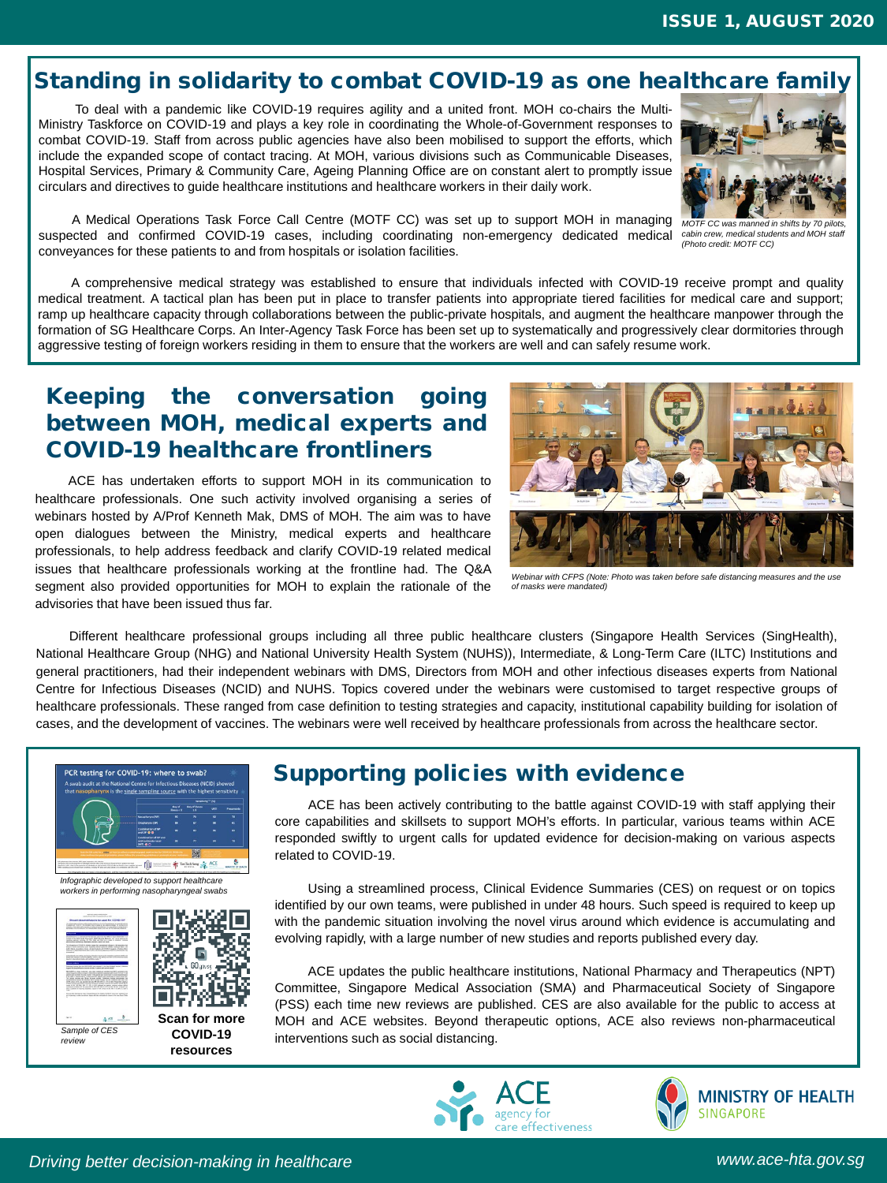## Standing in solidarity to combat COVID-19 as one healthcare family

To deal with a pandemic like COVID-19 requires agility and a united front. MOH co-chairs the Multi-Ministry Taskforce on COVID-19 and plays a key role in coordinating the Whole-of-Government responses to combat COVID-19. Staff from across public agencies have also been mobilised to support the efforts, which include the expanded scope of contact tracing. At MOH, various divisions such as Communicable Diseases, Hospital Services, Primary & Community Care, Ageing Planning Office are on constant alert to promptly issue circulars and directives to guide healthcare institutions and healthcare workers in their daily work.

A Medical Operations Task Force Call Centre (MOTF CC) was set up to support MOH in managing suspected and confirmed COVID-19 cases, including coordinating non-emergency dedicated medical conveyances for these patients to and from hospitals or isolation facilities.

*MOTF CC was manned in shifts by 70 pilots, cabin crew, medical students and MOH staff (Photo credit: MOTF CC)*

A comprehensive medical strategy was established to ensure that individuals infected with COVID-19 receive prompt and quality medical treatment. A tactical plan has been put in place to transfer patients into appropriate tiered facilities for medical care and support; ramp up healthcare capacity through collaborations between the public-private hospitals, and augment the healthcare manpower through the formation of SG Healthcare Corps. An Inter-Agency Task Force has been set up to systematically and progressively clear dormitories through aggressive testing of foreign workers residing in them to ensure that the workers are well and can safely resume work.

## Keeping the conversation going between MOH, medical experts and COVID-19 healthcare frontliners

ACE has undertaken efforts to support MOH in its communication to healthcare professionals. One such activity involved organising a series of webinars hosted by A/Prof Kenneth Mak, DMS of MOH. The aim was to have open dialogues between the Ministry, medical experts and healthcare professionals, to help address feedback and clarify COVID-19 related medical issues that healthcare professionals working at the frontline had. The Q&A segment also provided opportunities for MOH to explain the rationale of the advisories that have been issued thus far.

*Webinar with CFPS (Note: Photo was taken before safe distancing measures and the use of masks were mandated)*

Different healthcare professional groups including all three public healthcare clusters (Singapore Health Services (SingHealth), National Healthcare Group (NHG) and National University Health System (NUHS)), Intermediate, & Long-Term Care (ILTC) Institutions and general practitioners, had their independent webinars with DMS, Directors from MOH and other infectious diseases experts from National Centre for Infectious Diseases (NCID) and NUHS. Topics covered under the webinars were customised to target respective groups of healthcare professionals. These ranged from case definition to testing strategies and capacity, institutional capability building for isolation of cases, and the development of vaccines. The webinars were well received by healthcare professionals from across the healthcare sector.

## Supporting policies with evidence

*Infographic developed to support healthcare workers in performing nasopharyngeal swabs*

*Sample of CES review*

**Scan for more COVID-19 resources**

ACE has been actively contributing to the battle against COVID-19 with staff applying their core capabilities and skillsets to support MOH's efforts. In particular, various teams within ACE responded swiftly to urgent calls for updated evidence for decision-making on various aspects related to COVID-19.

Using a streamlined process, Clinical Evidence Summaries (CES) on request or on topics identified by our own teams, were published in under 48 hours. Such speed is required to keep up with the pandemic situation involving the novel virus around which evidence is accumulating and evolving rapidly, with a large number of new studies and reports published every day.

ACE updates the public healthcare institutions, National Pharmacy and Therapeutics (NPT) Committee, Singapore Medical Association (SMA) and Pharmaceutical Society of Singapore (PSS) each time new reviews are published. CES are also available for the public to access at MOH and ACE websites. Beyond therapeutic options, ACE also reviews non-pharmaceutical interventions such as social distancing.

ACE agency for care effectiveness | MINISTRY OF HEALTH SINGAPORE

*Driving better decision-making in healthcare* | *www.ace-hta.gov.sg*